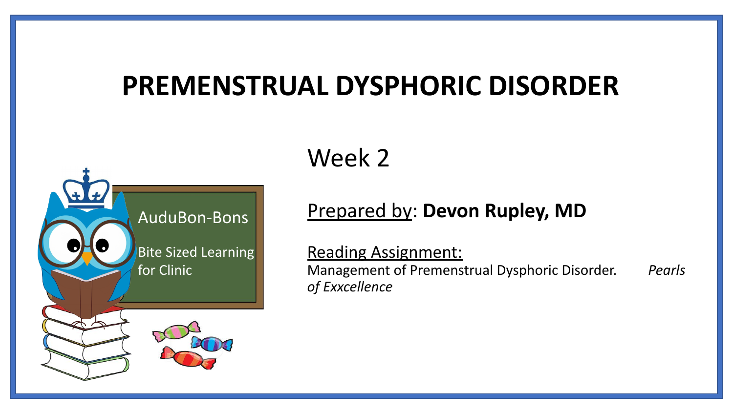# PREMENSTRUAL DYSPHORIC DISORDER

AuduBon-Bons

Bite Sized Learning for Clinic

## Week 2

Prepared by: **Devon Rupley, MD**

Reading Assignment:
Management of Premenstrual Dysphoric Disorder. *Pearls of Exxcellence*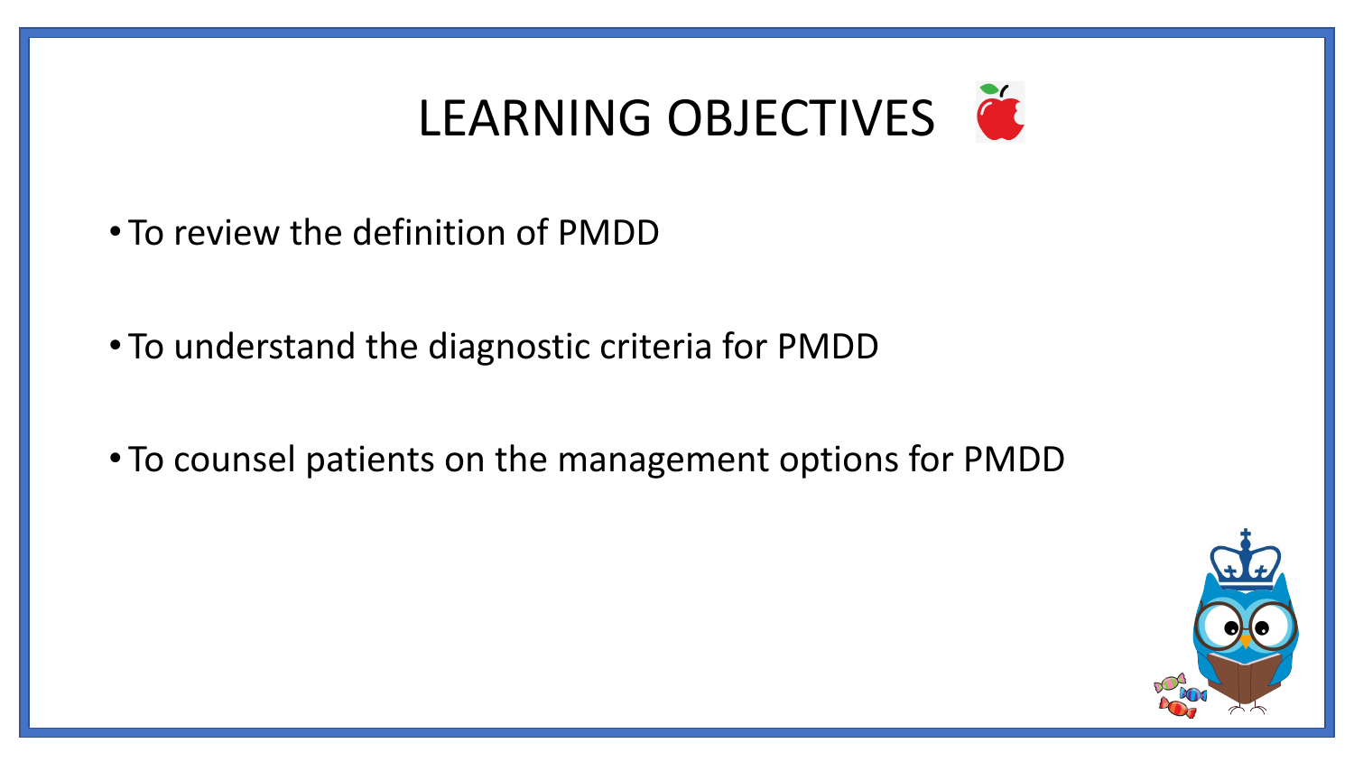# LEARNING OBJECTIVES

- To review the definition of PMDD
- To understand the diagnostic criteria for PMDD
- To counsel patients on the management options for PMDD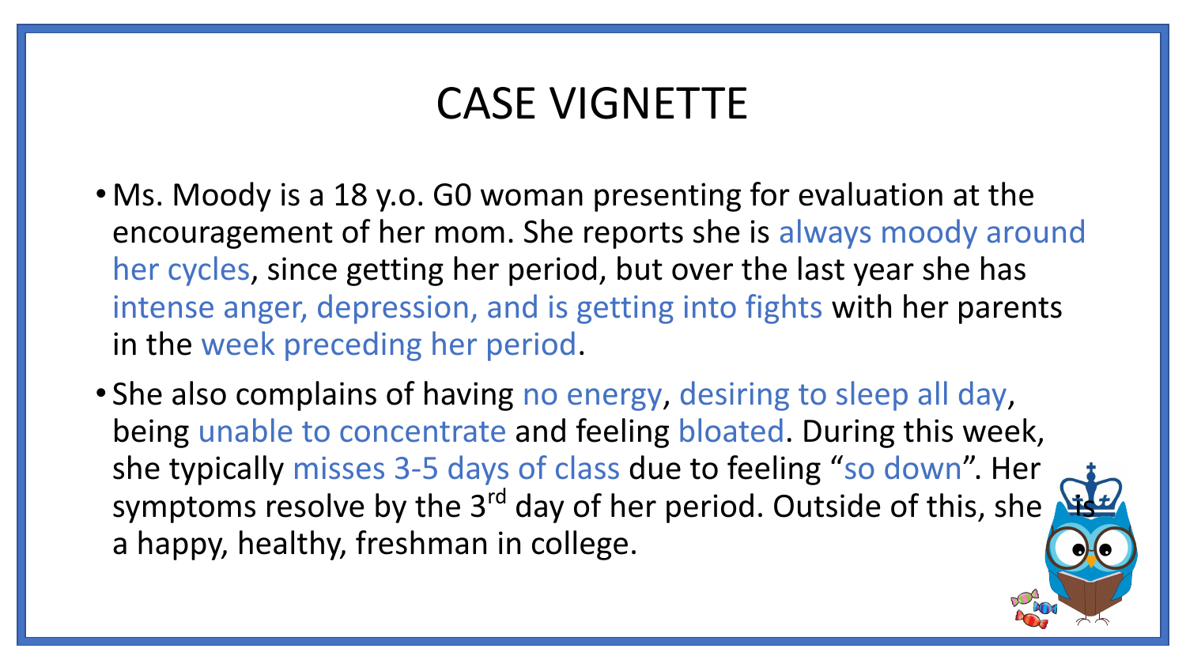# CASE VIGNETTE

- Ms. Moody is a 18 y.o. G0 woman presenting for evaluation at the encouragement of her mom. She reports she is always moody around her cycles, since getting her period, but over the last year she has intense anger, depression, and is getting into fights with her parents in the week preceding her period.
- She also complains of having no energy, desiring to sleep all day, being unable to concentrate and feeling bloated. During this week, she typically misses 3-5 days of class due to feeling "so down". Her symptoms resolve by the 3rd day of her period. Outside of this, she is a happy, healthy, freshman in college.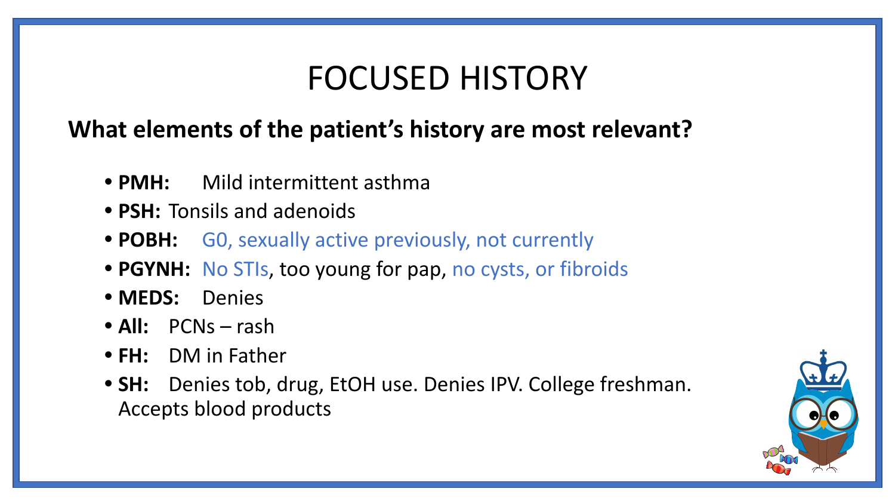# FOCUSED HISTORY

**What elements of the patient's history are most relevant?**

- **PMH:** Mild intermittent asthma
- **PSH:** Tonsils and adenoids
- **POBH:** G0, sexually active previously, not currently
- **PGYNH:** No STIs, too young for pap, no cysts, or fibroids
- **MEDS:** Denies
- **All:** PCNs – rash
- **FH:** DM in Father
- **SH:** Denies tob, drug, EtOH use. Denies IPV. College freshman. Accepts blood products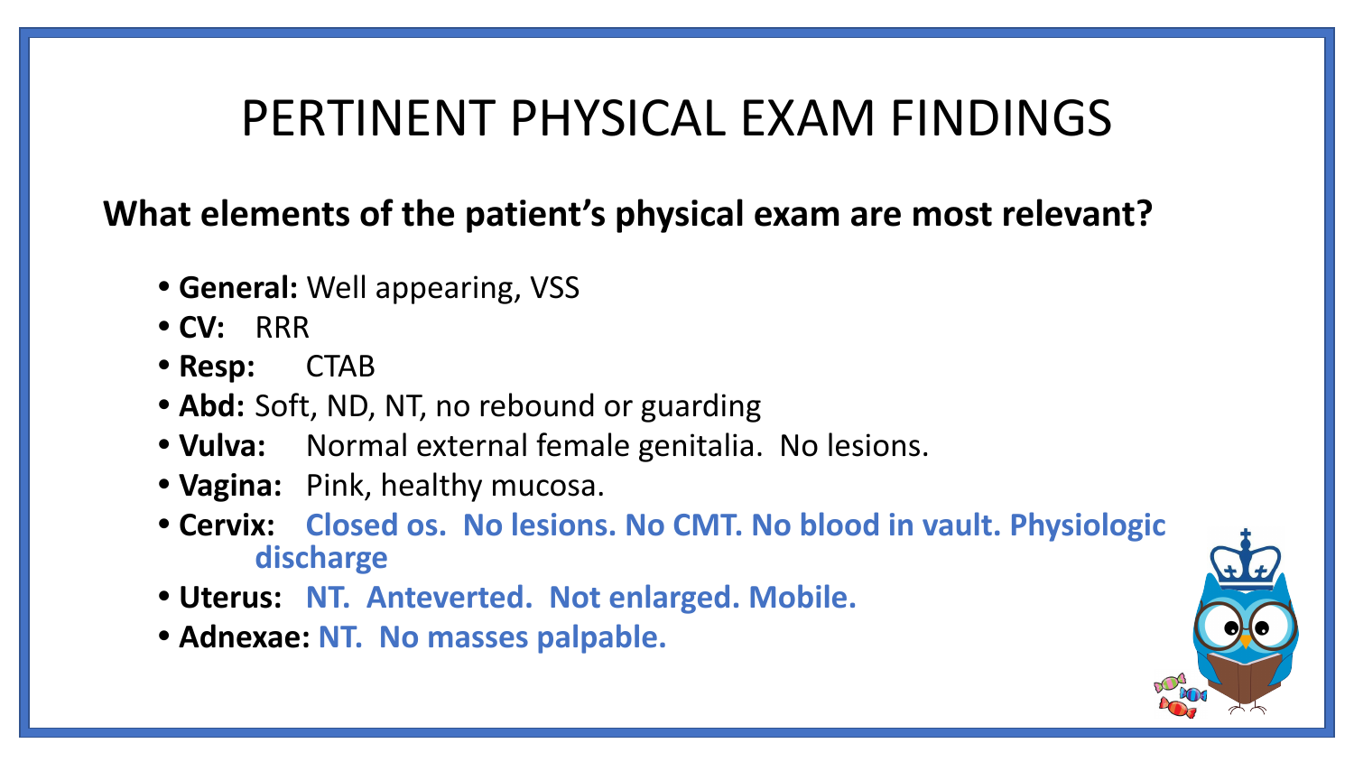# PERTINENT PHYSICAL EXAM FINDINGS

**What elements of the patient's physical exam are most relevant?**

- **General:** Well appearing, VSS
- **CV:** RRR
- **Resp:** CTAB
- **Abd:** Soft, ND, NT, no rebound or guarding
- **Vulva:** Normal external female genitalia. No lesions.
- **Vagina:** Pink, healthy mucosa.
- **Cervix:** **Closed os. No lesions. No CMT. No blood in vault. Physiologic discharge**
- **Uterus:** **NT. Anteverted. Not enlarged. Mobile.**
- **Adnexae:** **NT. No masses palpable.**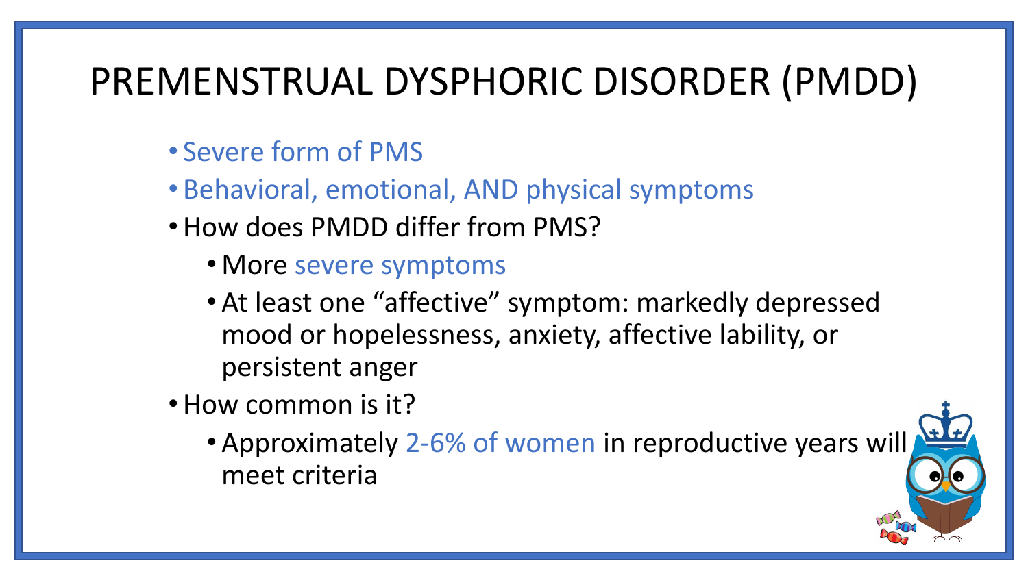# PREMENSTRUAL DYSPHORIC DISORDER (PMDD)

- Severe form of PMS
- Behavioral, emotional, AND physical symptoms
- How does PMDD differ from PMS?
  - More severe symptoms
  - At least one “affective” symptom: markedly depressed mood or hopelessness, anxiety, affective lability, or persistent anger
- How common is it?
  - Approximately 2-6% of women in reproductive years will meet criteria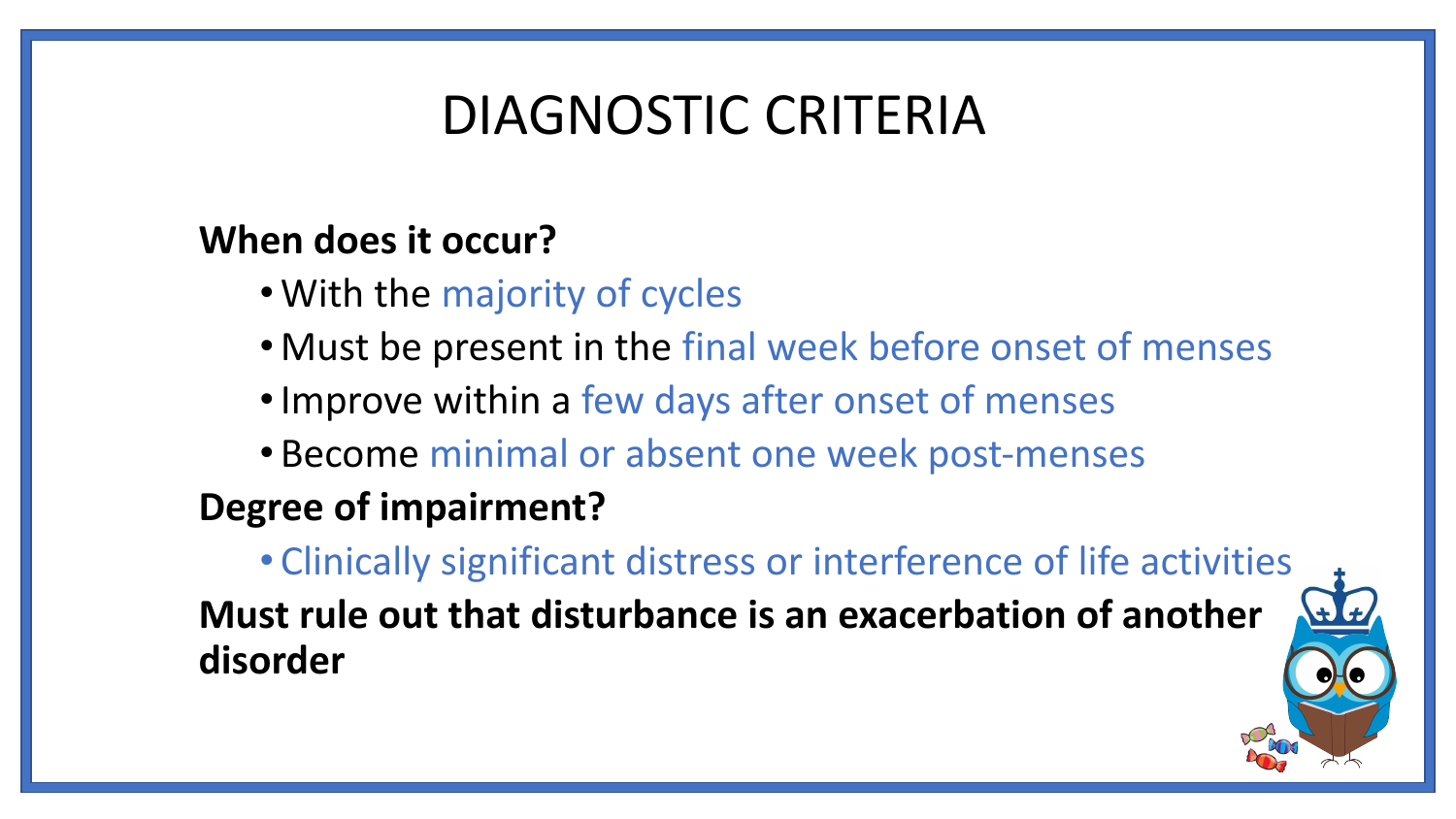# DIAGNOSTIC CRITERIA

**When does it occur?**

- With the majority of cycles
- Must be present in the final week before onset of menses
- Improve within a few days after onset of menses
- Become minimal or absent one week post-menses

**Degree of impairment?**

- Clinically significant distress or interference of life activities

**Must rule out that disturbance is an exacerbation of another disorder**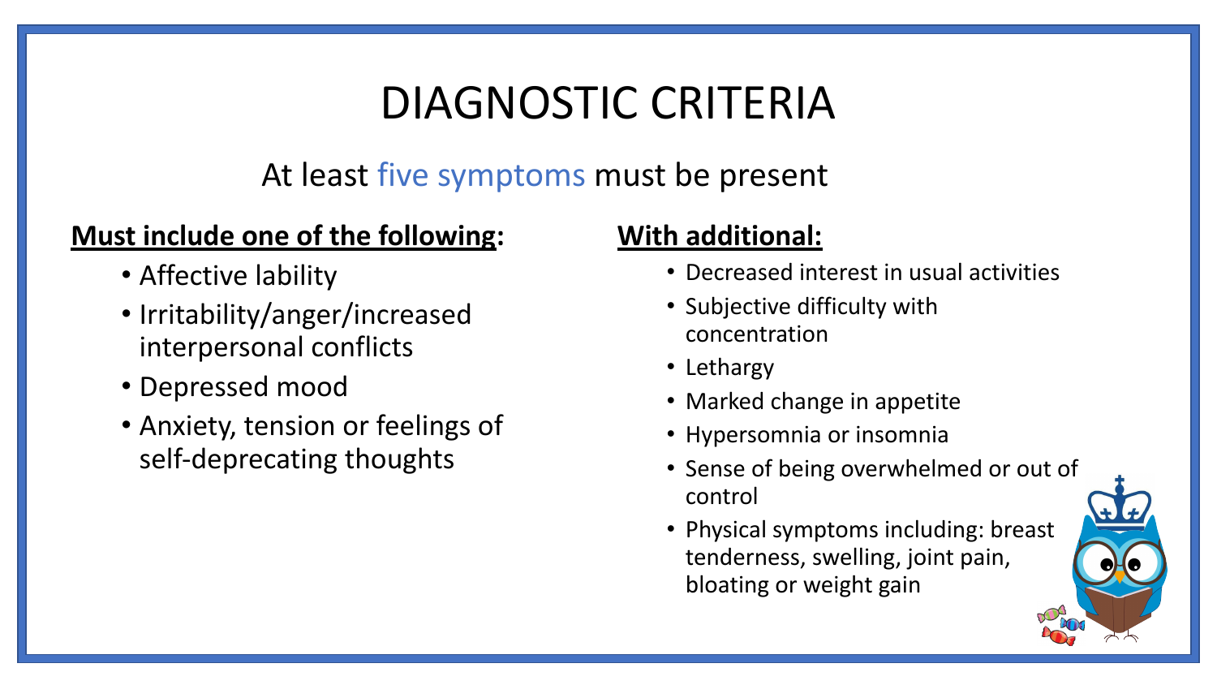# DIAGNOSTIC CRITERIA

At least five symptoms must be present

**Must include one of the following:**

- Affective lability
- Irritability/anger/increased interpersonal conflicts
- Depressed mood
- Anxiety, tension or feelings of self-deprecating thoughts

**With additional:**

- Decreased interest in usual activities
- Subjective difficulty with concentration
- Lethargy
- Marked change in appetite
- Hypersomnia or insomnia
- Sense of being overwhelmed or out of control
- Physical symptoms including: breast tenderness, swelling, joint pain, bloating or weight gain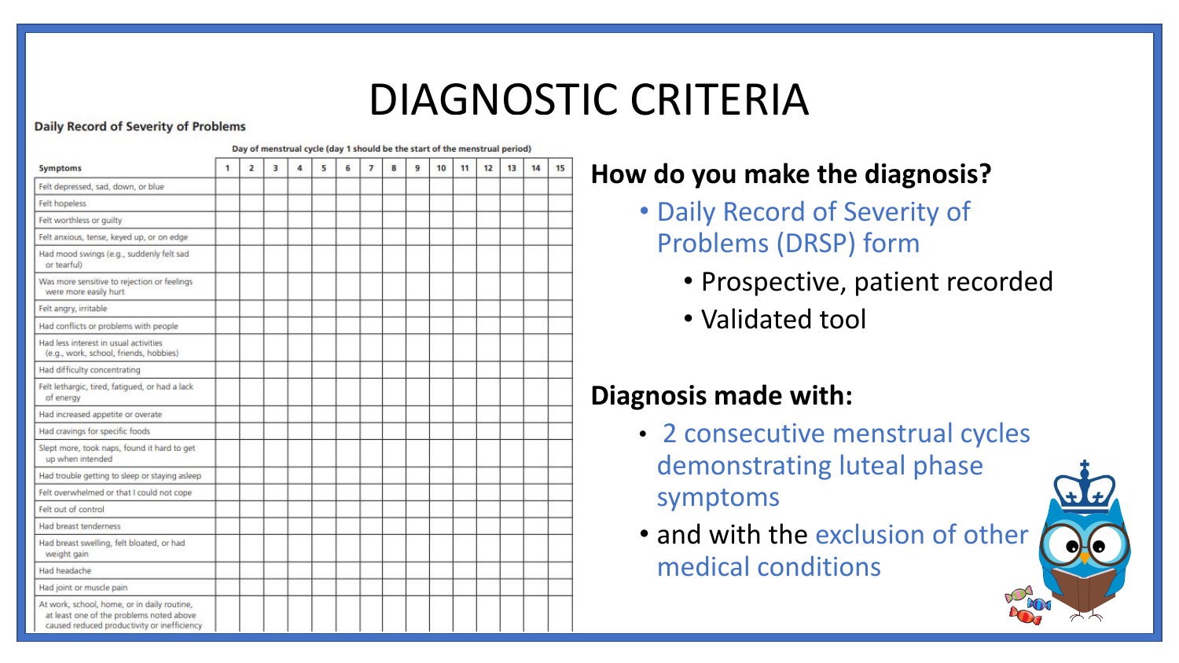# DIAGNOSTIC CRITERIA

**Daily Record of Severity of Problems**

| Symptoms | Day of menstrual cycle (day 1 should be the start of the menstrual period) | | | | | | | | | | | | | | |
|---|---|---|---|---|---|---|---|---|---|---|---|---|---|---|---|
| | 1 | 2 | 3 | 4 | 5 | 6 | 7 | 8 | 9 | 10 | 11 | 12 | 13 | 14 | 15 |
| Felt depressed, sad, down, or blue | | | | | | | | | | | | | | | |
| Felt hopeless | | | | | | | | | | | | | | | |
| Felt worthless or guilty | | | | | | | | | | | | | | | |
| Felt anxious, tense, keyed up, or on edge | | | | | | | | | | | | | | | |
| Had mood swings (e.g., suddenly felt sad or tearful) | | | | | | | | | | | | | | | |
| Was more sensitive to rejection or feelings were more easily hurt | | | | | | | | | | | | | | | |
| Felt angry, irritable | | | | | | | | | | | | | | | |
| Had conflicts or problems with people | | | | | | | | | | | | | | | |
| Had less interest in usual activities (e.g., work, school, friends, hobbies) | | | | | | | | | | | | | | | |
| Had difficulty concentrating | | | | | | | | | | | | | | | |
| Felt lethargic, tired, fatigued, or had a lack of energy | | | | | | | | | | | | | | | |
| Had increased appetite or overate | | | | | | | | | | | | | | | |
| Had cravings for specific foods | | | | | | | | | | | | | | | |
| Slept more, took naps, found it hard to get up when intended | | | | | | | | | | | | | | | |
| Had trouble getting to sleep or staying asleep | | | | | | | | | | | | | | | |
| Felt overwhelmed or that I could not cope | | | | | | | | | | | | | | | |
| Felt out of control | | | | | | | | | | | | | | | |
| Had breast tenderness | | | | | | | | | | | | | | | |
| Had breast swelling, felt bloated, or had weight gain | | | | | | | | | | | | | | | |
| Had headache | | | | | | | | | | | | | | | |
| Had joint or muscle pain | | | | | | | | | | | | | | | |
| At work, school, home, or in daily routine, at least one of the problems noted above caused reduced productivity or inefficiency | | | | | | | | | | | | | | | |

**How do you make the diagnosis?**

- Daily Record of Severity of Problems (DRSP) form
  - Prospective, patient recorded
  - Validated tool

**Diagnosis made with:**

- 2 consecutive menstrual cycles demonstrating luteal phase symptoms
- and with the exclusion of other medical conditions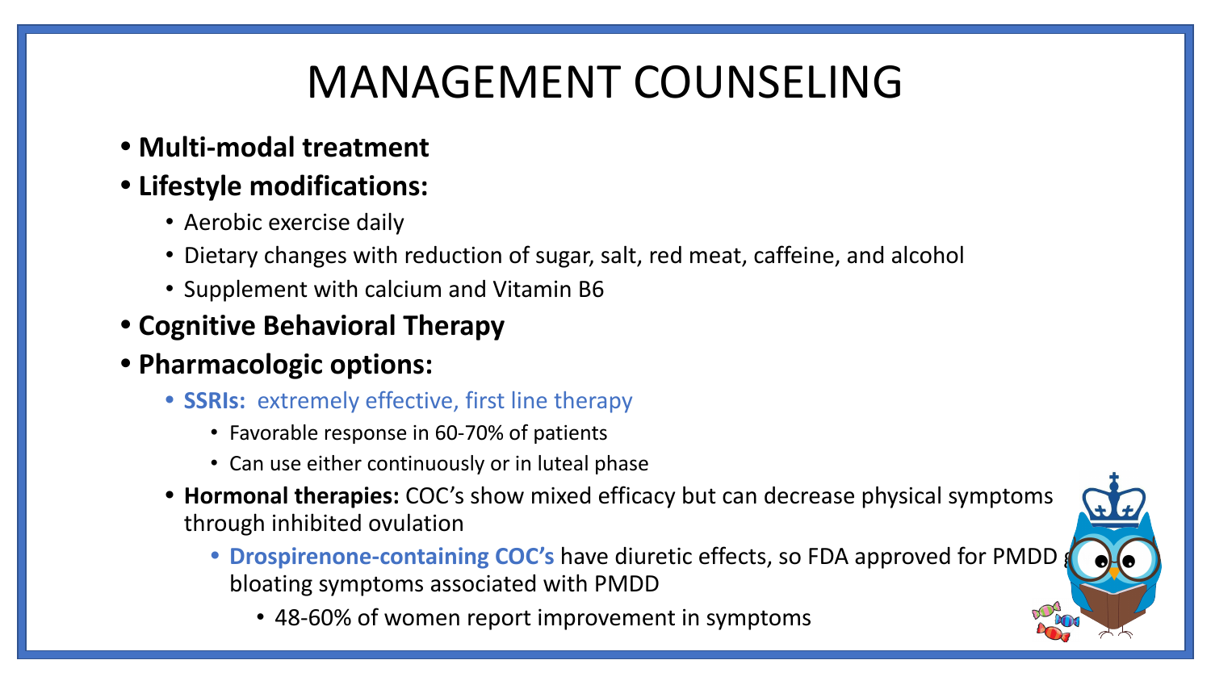# MANAGEMENT COUNSELING

- **Multi-modal treatment**
- **Lifestyle modifications:**
  - Aerobic exercise daily
  - Dietary changes with reduction of sugar, salt, red meat, caffeine, and alcohol
  - Supplement with calcium and Vitamin B6
- **Cognitive Behavioral Therapy**
- **Pharmacologic options:**
  - **SSRIs:** extremely effective, first line therapy
    - Favorable response in 60-70% of patients
    - Can use either continuously or in luteal phase
  - **Hormonal therapies:** COC's show mixed efficacy but can decrease physical symptoms through inhibited ovulation
    - **Drospirenone-containing COC's** have diuretic effects, so FDA approved for PMDD g bloating symptoms associated with PMDD
      - 48-60% of women report improvement in symptoms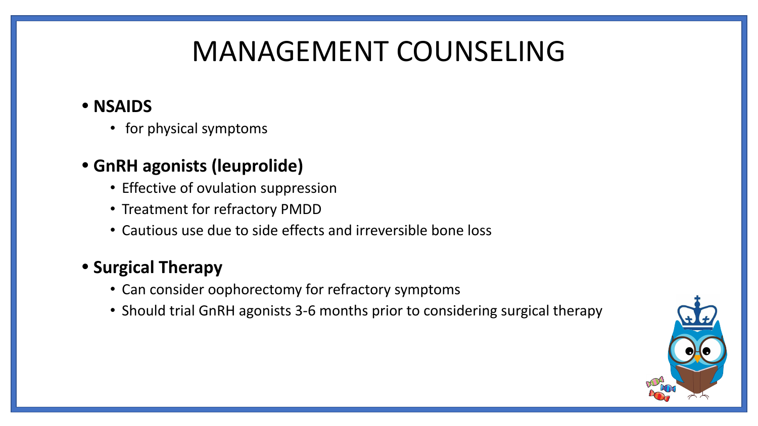# MANAGEMENT COUNSELING

- **NSAIDS**
  - for physical symptoms
- **GnRH agonists (leuprolide)**
  - Effective of ovulation suppression
  - Treatment for refractory PMDD
  - Cautious use due to side effects and irreversible bone loss
- **Surgical Therapy**
  - Can consider oophorectomy for refractory symptoms
  - Should trial GnRH agonists 3-6 months prior to considering surgical therapy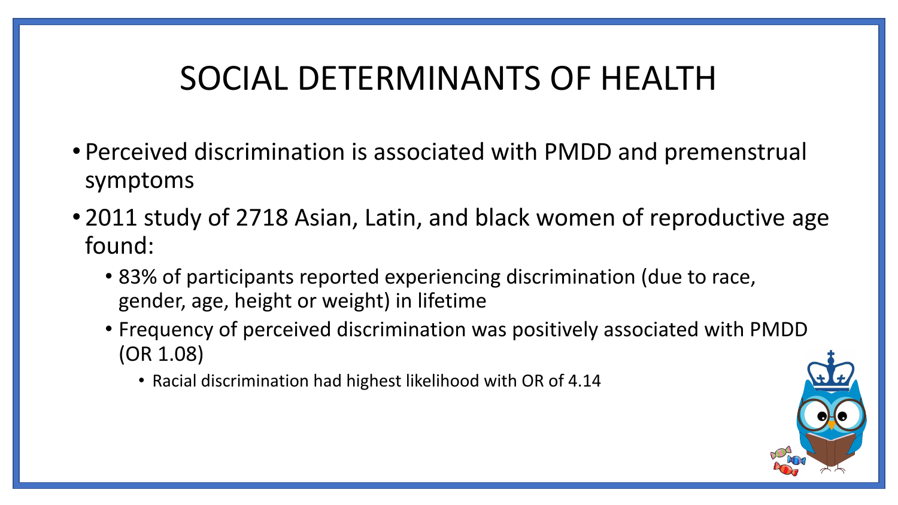# SOCIAL DETERMINANTS OF HEALTH

- Perceived discrimination is associated with PMDD and premenstrual symptoms
- 2011 study of 2718 Asian, Latin, and black women of reproductive age found:
  - 83% of participants reported experiencing discrimination (due to race, gender, age, height or weight) in lifetime
  - Frequency of perceived discrimination was positively associated with PMDD (OR 1.08)
    - Racial discrimination had highest likelihood with OR of 4.14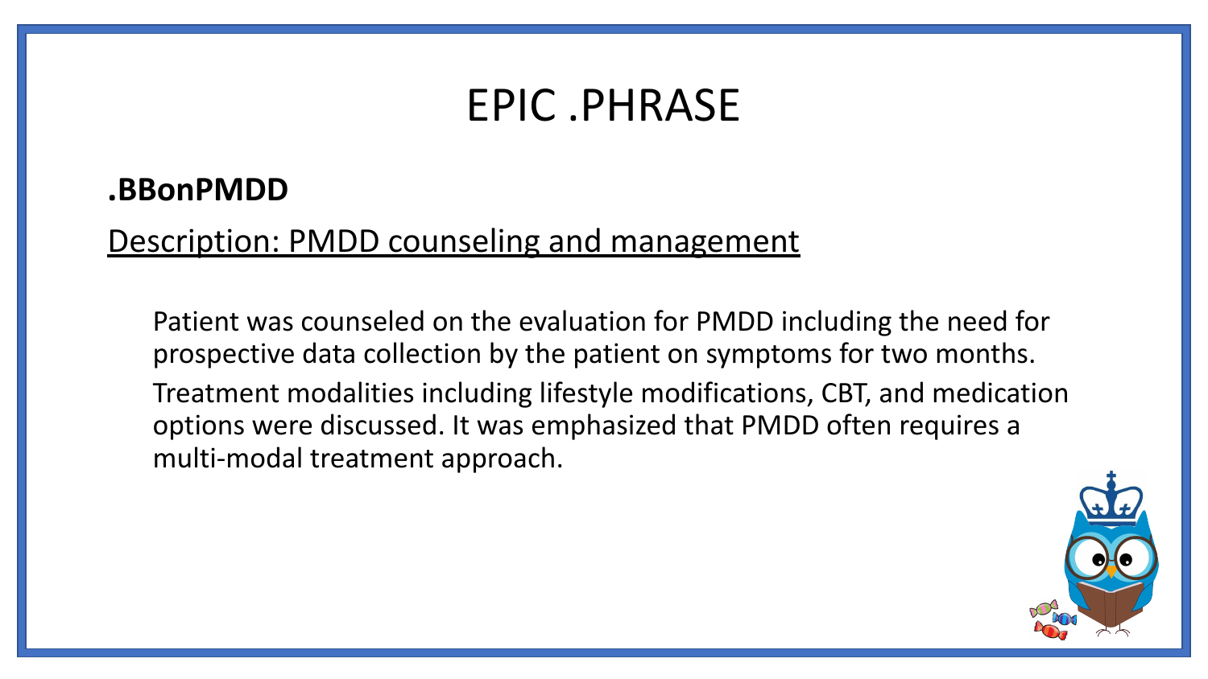# EPIC .PHRASE

**.BBonPMDD**

Description: PMDD counseling and management

Patient was counseled on the evaluation for PMDD including the need for prospective data collection by the patient on symptoms for two months.

Treatment modalities including lifestyle modifications, CBT, and medication options were discussed. It was emphasized that PMDD often requires a multi-modal treatment approach.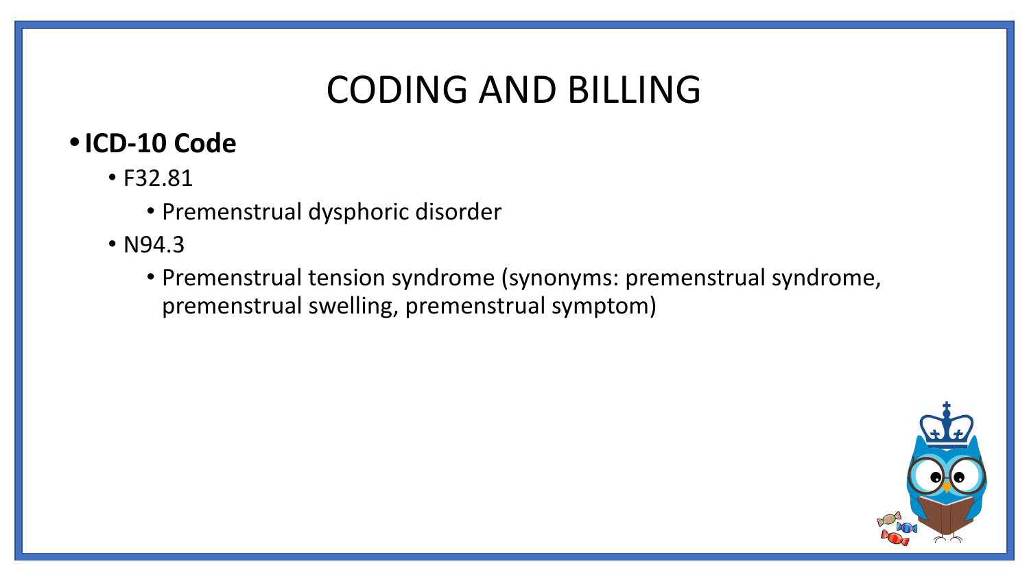# CODING AND BILLING

- **ICD-10 Code**
  - F32.81
    - Premenstrual dysphoric disorder
  - N94.3
    - Premenstrual tension syndrome (synonyms: premenstrual syndrome, premenstrual swelling, premenstrual symptom)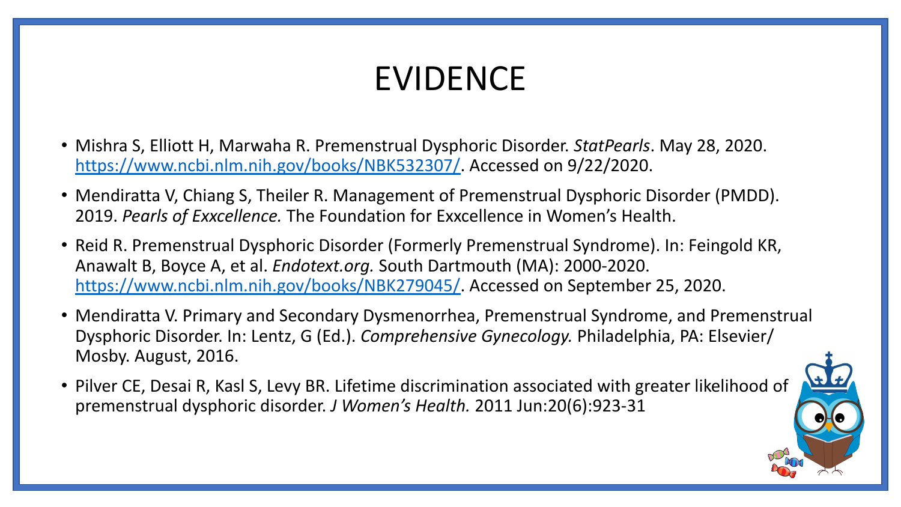# EVIDENCE

- Mishra S, Elliott H, Marwaha R. Premenstrual Dysphoric Disorder. *StatPearls*. May 28, 2020. https://www.ncbi.nlm.nih.gov/books/NBK532307/. Accessed on 9/22/2020.
- Mendiratta V, Chiang S, Theiler R. Management of Premenstrual Dysphoric Disorder (PMDD). 2019. *Pearls of Exxcellence.* The Foundation for Exxcellence in Women's Health.
- Reid R. Premenstrual Dysphoric Disorder (Formerly Premenstrual Syndrome). In: Feingold KR, Anawalt B, Boyce A, et al. *Endotext.org.* South Dartmouth (MA): 2000-2020. https://www.ncbi.nlm.nih.gov/books/NBK279045/. Accessed on September 25, 2020.
- Mendiratta V. Primary and Secondary Dysmenorrhea, Premenstrual Syndrome, and Premenstrual Dysphoric Disorder. In: Lentz, G (Ed.). *Comprehensive Gynecology.* Philadelphia, PA: Elsevier/ Mosby. August, 2016.
- Pilver CE, Desai R, Kasl S, Levy BR. Lifetime discrimination associated with greater likelihood of premenstrual dysphoric disorder. *J Women's Health.* 2011 Jun:20(6):923-31